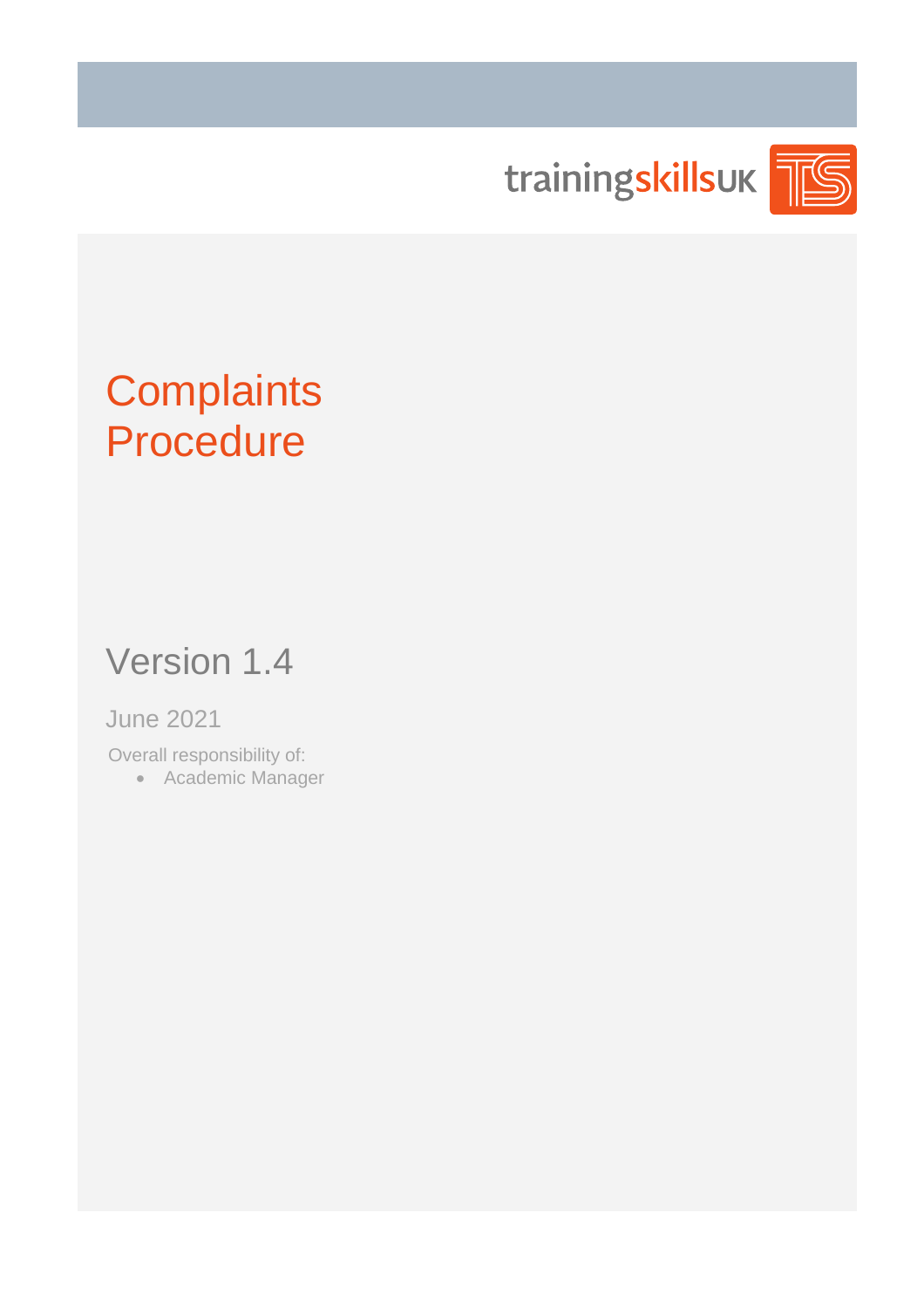trainingskillsUK

# Complaints Procedure

## Version 1.4

June 2021

Overall responsibility of:

- Academic Manager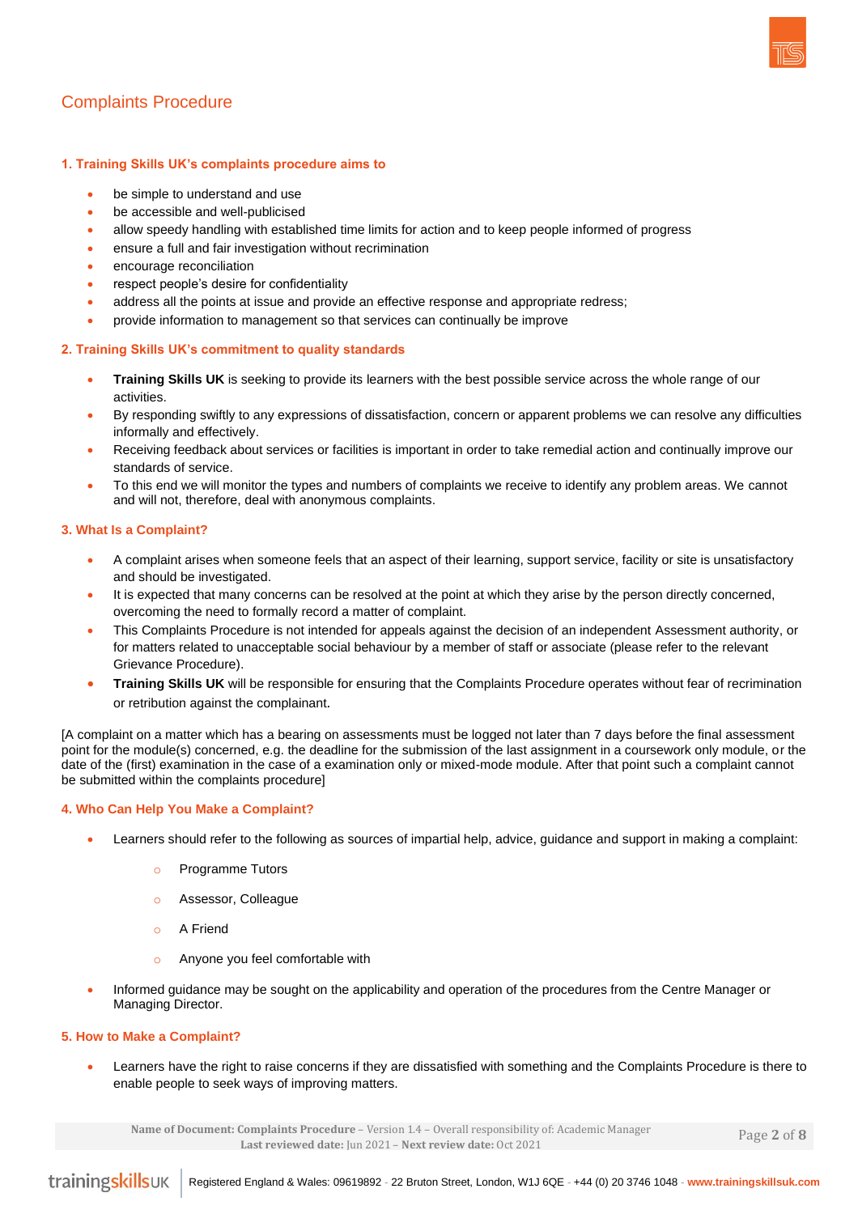## Complaints Procedure

### 1. Training Skills UK's complaints procedure aims to

- be simple to understand and use
- be accessible and well-publicised
- allow speedy handling with established time limits for action and to keep people informed of progress
- ensure a full and fair investigation without recrimination
- encourage reconciliation
- respect people's desire for confidentiality
- address all the points at issue and provide an effective response and appropriate redress;
- provide information to management so that services can continually be improve

### 2. Training Skills UK's commitment to quality standards

- **Training Skills UK** is seeking to provide its learners with the best possible service across the whole range of our activities.
- By responding swiftly to any expressions of dissatisfaction, concern or apparent problems we can resolve any difficulties informally and effectively.
- Receiving feedback about services or facilities is important in order to take remedial action and continually improve our standards of service.
- To this end we will monitor the types and numbers of complaints we receive to identify any problem areas. We cannot and will not, therefore, deal with anonymous complaints.

### 3. What Is a Complaint?

- A complaint arises when someone feels that an aspect of their learning, support service, facility or site is unsatisfactory and should be investigated.
- It is expected that many concerns can be resolved at the point at which they arise by the person directly concerned, overcoming the need to formally record a matter of complaint.
- This Complaints Procedure is not intended for appeals against the decision of an independent Assessment authority, or for matters related to unacceptable social behaviour by a member of staff or associate (please refer to the relevant Grievance Procedure).
- **Training Skills UK** will be responsible for ensuring that the Complaints Procedure operates without fear of recrimination or retribution against the complainant.

[A complaint on a matter which has a bearing on assessments must be logged not later than 7 days before the final assessment point for the module(s) concerned, e.g. the deadline for the submission of the last assignment in a coursework only module, or the date of the (first) examination in the case of a examination only or mixed-mode module. After that point such a complaint cannot be submitted within the complaints procedure]

### 4. Who Can Help You Make a Complaint?

- Learners should refer to the following as sources of impartial help, advice, guidance and support in making a complaint:
  - Programme Tutors
  - Assessor, Colleague
  - A Friend
  - Anyone you feel comfortable with
- Informed guidance may be sought on the applicability and operation of the procedures from the Centre Manager or Managing Director.

### 5. How to Make a Complaint?

- Learners have the right to raise concerns if they are dissatisfied with something and the Complaints Procedure is there to enable people to seek ways of improving matters.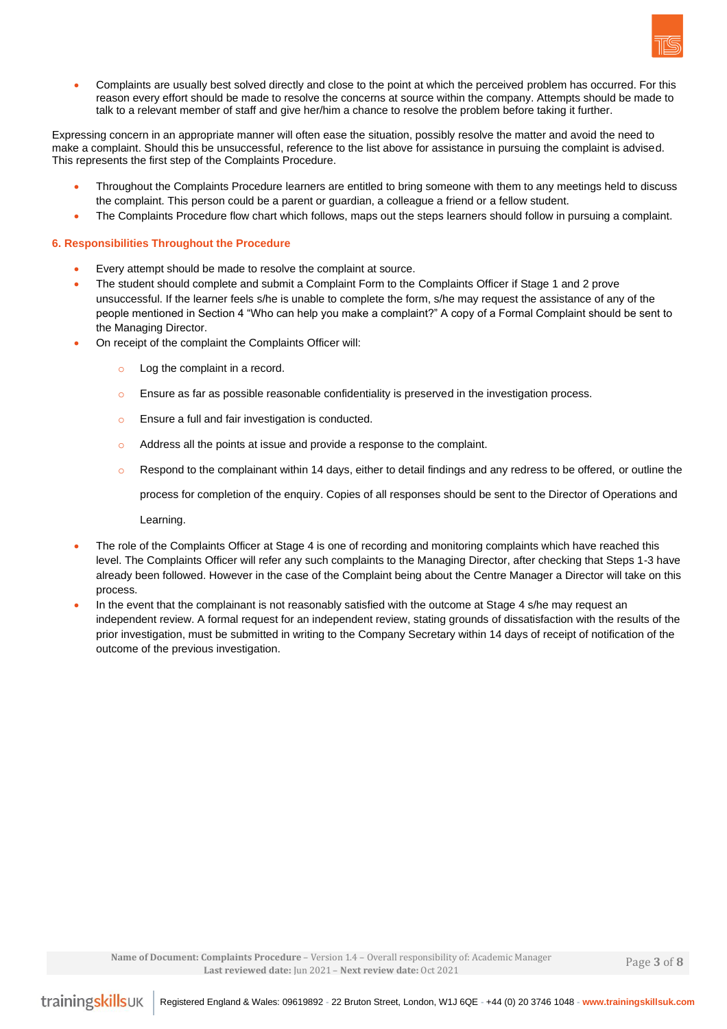- Complaints are usually best solved directly and close to the point at which the perceived problem has occurred. For this reason every effort should be made to resolve the concerns at source within the company. Attempts should be made to talk to a relevant member of staff and give her/him a chance to resolve the problem before taking it further.

Expressing concern in an appropriate manner will often ease the situation, possibly resolve the matter and avoid the need to make a complaint. Should this be unsuccessful, reference to the list above for assistance in pursuing the complaint is advised. This represents the first step of the Complaints Procedure.

- Throughout the Complaints Procedure learners are entitled to bring someone with them to any meetings held to discuss the complaint. This person could be a parent or guardian, a colleague a friend or a fellow student.
- The Complaints Procedure flow chart which follows, maps out the steps learners should follow in pursuing a complaint.

### 6. Responsibilities Throughout the Procedure

- Every attempt should be made to resolve the complaint at source.
- The student should complete and submit a Complaint Form to the Complaints Officer if Stage 1 and 2 prove unsuccessful. If the learner feels s/he is unable to complete the form, s/he may request the assistance of any of the people mentioned in Section 4 "Who can help you make a complaint?" A copy of a Formal Complaint should be sent to the Managing Director.
- On receipt of the complaint the Complaints Officer will:
  - Log the complaint in a record.
  - Ensure as far as possible reasonable confidentiality is preserved in the investigation process.
  - Ensure a full and fair investigation is conducted.
  - Address all the points at issue and provide a response to the complaint.
  - Respond to the complainant within 14 days, either to detail findings and any redress to be offered, or outline the process for completion of the enquiry. Copies of all responses should be sent to the Director of Operations and Learning.
- The role of the Complaints Officer at Stage 4 is one of recording and monitoring complaints which have reached this level. The Complaints Officer will refer any such complaints to the Managing Director, after checking that Steps 1-3 have already been followed. However in the case of the Complaint being about the Centre Manager a Director will take on this process.
- In the event that the complainant is not reasonably satisfied with the outcome at Stage 4 s/he may request an independent review. A formal request for an independent review, stating grounds of dissatisfaction with the results of the prior investigation, must be submitted in writing to the Company Secretary within 14 days of receipt of notification of the outcome of the previous investigation.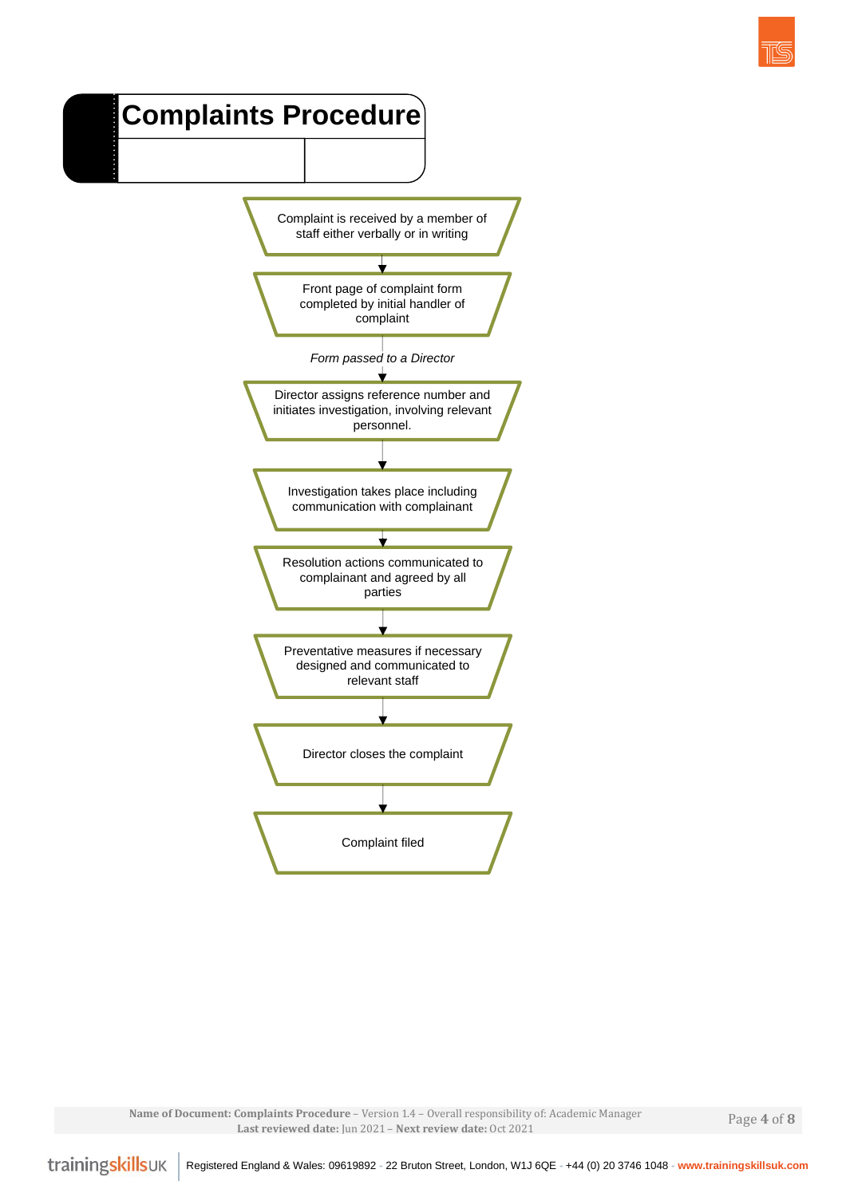# Complaints Procedure

Complaint is received by a member of staff either verbally or in writing

↓

Front page of complaint form completed by initial handler of complaint

*Form passed to a Director*

↓

Director assigns reference number and initiates investigation, involving relevant personnel.

↓

Investigation takes place including communication with complainant

↓

Resolution actions communicated to complainant and agreed by all parties

↓

Preventative measures if necessary designed and communicated to relevant staff

↓

Director closes the complaint

↓

Complaint filed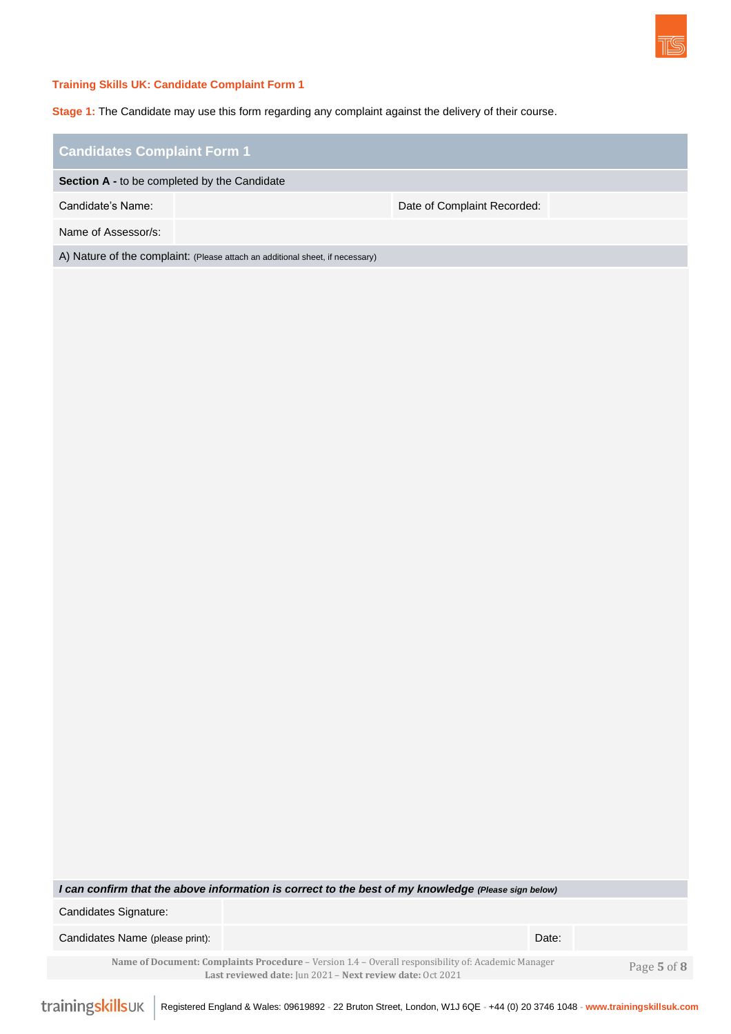**Training Skills UK: Candidate Complaint Form 1**

**Stage 1:** The Candidate may use this form regarding any complaint against the delivery of their course.

| Candidates Complaint Form 1 | | | |
|---|---|---|---|
| **Section A -** to be completed by the Candidate | | | |
| Candidate's Name: | | Date of Complaint Recorded: | |
| Name of Assessor/s: | | | |
| A) Nature of the complaint: (Please attach an additional sheet, if necessary) | | | |
| | | | |

| ***I can confirm that the above information is correct to the best of my knowledge*** ***(Please sign below)*** | | | |
|---|---|---|---|
| Candidates Signature: | | | |
| Candidates Name (please print): | | Date: | |

**Name of Document: Complaints Procedure** – Version 1.4 – Overall responsibility of: Academic Manager
**Last reviewed date:** Jun 2021 – **Next review date:** Oct 2021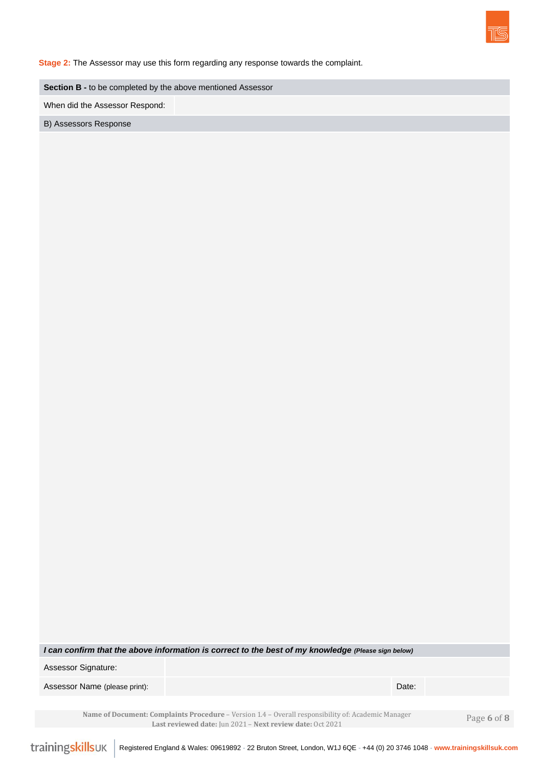**Stage 2:** The Assessor may use this form regarding any response towards the complaint.

| **Section B -** to be completed by the above mentioned Assessor | |
|---|---|
| When did the Assessor Respond: | |
| B) Assessors Response | |
| | |

| ***I can confirm that the above information is correct to the best of my knowledge*** ***(Please sign below)*** | | | |
|---|---|---|---|
| Assessor Signature: | | | |
| Assessor Name (please print): | | Date: | |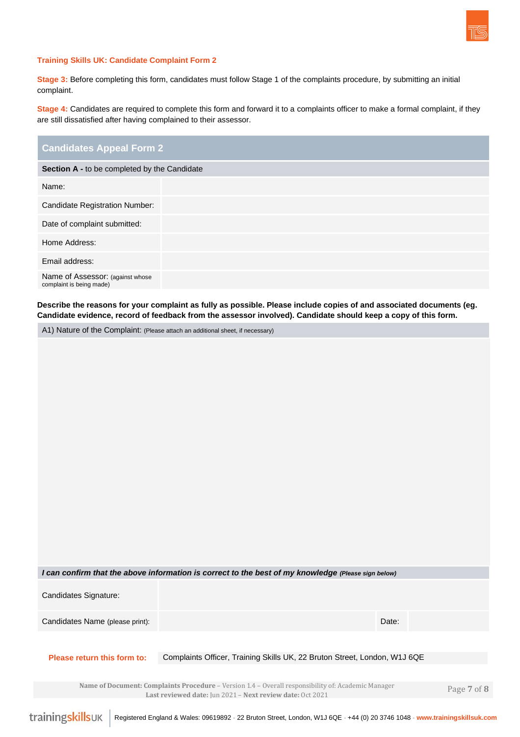**Training Skills UK: Candidate Complaint Form 2**

**Stage 3:** Before completing this form, candidates must follow Stage 1 of the complaints procedure, by submitting an initial complaint.

**Stage 4:** Candidates are required to complete this form and forward it to a complaints officer to make a formal complaint, if they are still dissatisfied after having complained to their assessor.

## Candidates Appeal Form 2

| **Section A -** to be completed by the Candidate | |
|---|---|
| Name: | |
| Candidate Registration Number: | |
| Date of complaint submitted: | |
| Home Address: | |
| Email address: | |
| Name of Assessor: (against whose complaint is being made) | |

**Describe the reasons for your complaint as fully as possible. Please include copies of and associated documents (eg. Candidate evidence, record of feedback from the assessor involved). Candidate should keep a copy of this form.**

| A1) Nature of the Complaint: (Please attach an additional sheet, if necessary) |
|---|
| |

| ***I can confirm that the above information is correct to the best of my knowledge*** ***(Please sign below)*** | | | |
|---|---|---|---|
| Candidates Signature: | | | |
| Candidates Name (please print): | | Date: | |

| **Please return this form to:** | Complaints Officer, Training Skills UK, 22 Bruton Street, London, W1J 6QE |
|---|---|

**Name of Document: Complaints Procedure** – Version 1.4 – Overall responsibility of: Academic Manager
**Last reviewed date:** Jun 2021 – **Next review date:** Oct 2021

trainingskillsUK | Registered England & Wales: 09619892 - 22 Bruton Street, London, W1J 6QE - +44 (0) 20 3746 1048 - **www.trainingskillsuk.com**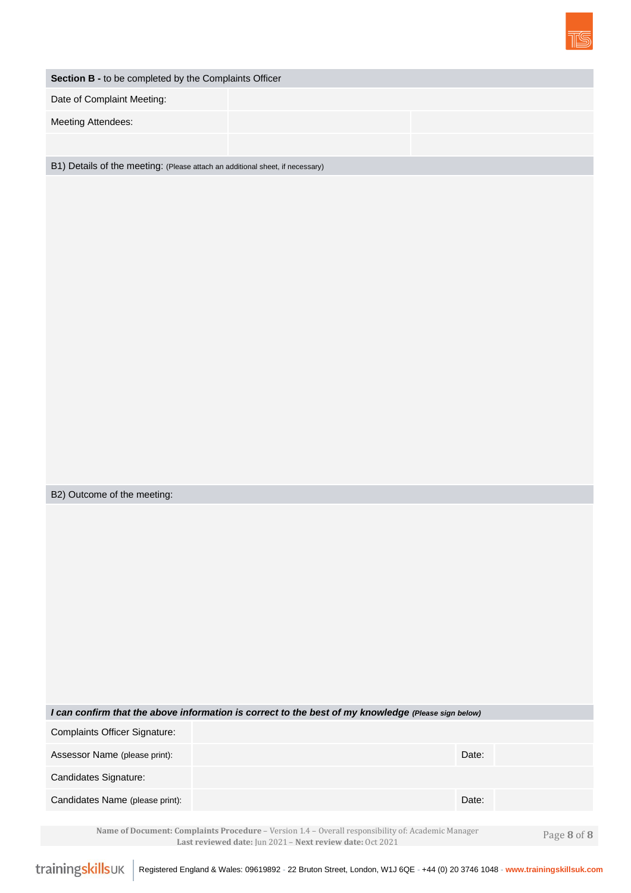| **Section B -** to be completed by the Complaints Officer | | |
|---|---|---|
| Date of Complaint Meeting: | | |
| Meeting Attendees: | | |
| | | |

B1) Details of the meeting: (Please attach an additional sheet, if necessary)

B2) Outcome of the meeting:

| ***I can confirm that the above information is correct to the best of my knowledge** (Please sign below)* | | | |
|---|---|---|---|
| Complaints Officer Signature: | | | |
| Assessor Name (please print): | | Date: | |
| Candidates Signature: | | | |
| Candidates Name (please print): | | Date: | |

**Name of Document: Complaints Procedure** – Version 1.4 – Overall responsibility of: Academic Manager
**Last reviewed date:** Jun 2021 – **Next review date:** Oct 2021

trainingskillsUK | Registered England & Wales: 09619892 - 22 Bruton Street, London, W1J 6QE - +44 (0) 20 3746 1048 - **www.trainingskillsuk.com**